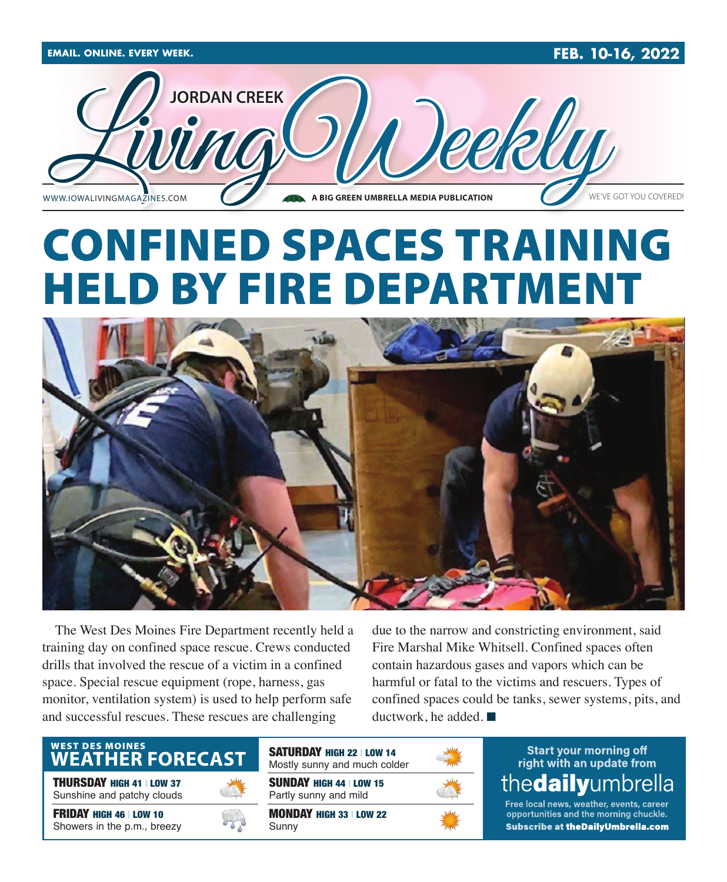EMAIL. ONLINE. EVERY WEEK. FEB. 10-16, 2022

JORDAN CREEK

# Living Weekly

WWW.IOWALIVINGMAGAZINES.COM — A BIG GREEN UMBRELLA MEDIA PUBLICATION — WE'VE GOT YOU COVERED!

# CONFINED SPACES TRAINING HELD BY FIRE DEPARTMENT

The West Des Moines Fire Department recently held a training day on confined space rescue. Crews conducted drills that involved the rescue of a victim in a confined space. Special rescue equipment (rope, harness, gas monitor, ventilation system) is used to help perform safe and successful rescues. These rescues are challenging due to the narrow and constricting environment, said Fire Marshal Mike Whitsell. Confined spaces often contain hazardous gases and vapors which can be harmful or fatal to the victims and rescuers. Types of confined spaces could be tanks, sewer systems, pits, and ductwork, he added. ■

## WEST DES MOINES WEATHER FORECAST

**THURSDAY** HIGH 41 | LOW 37
Sunshine and patchy clouds

**FRIDAY** HIGH 46 | LOW 10
Showers in the p.m., breezy

**SATURDAY** HIGH 22 | LOW 14
Mostly sunny and much colder

**SUNDAY** HIGH 44 | LOW 15
Partly sunny and mild

**MONDAY** HIGH 33 | LOW 22
Sunny

Start your morning off right with an update from **thedailyumbrella**

Free local news, weather, events, career opportunities and the morning chuckle.
**Subscribe at theDailyUmbrella.com**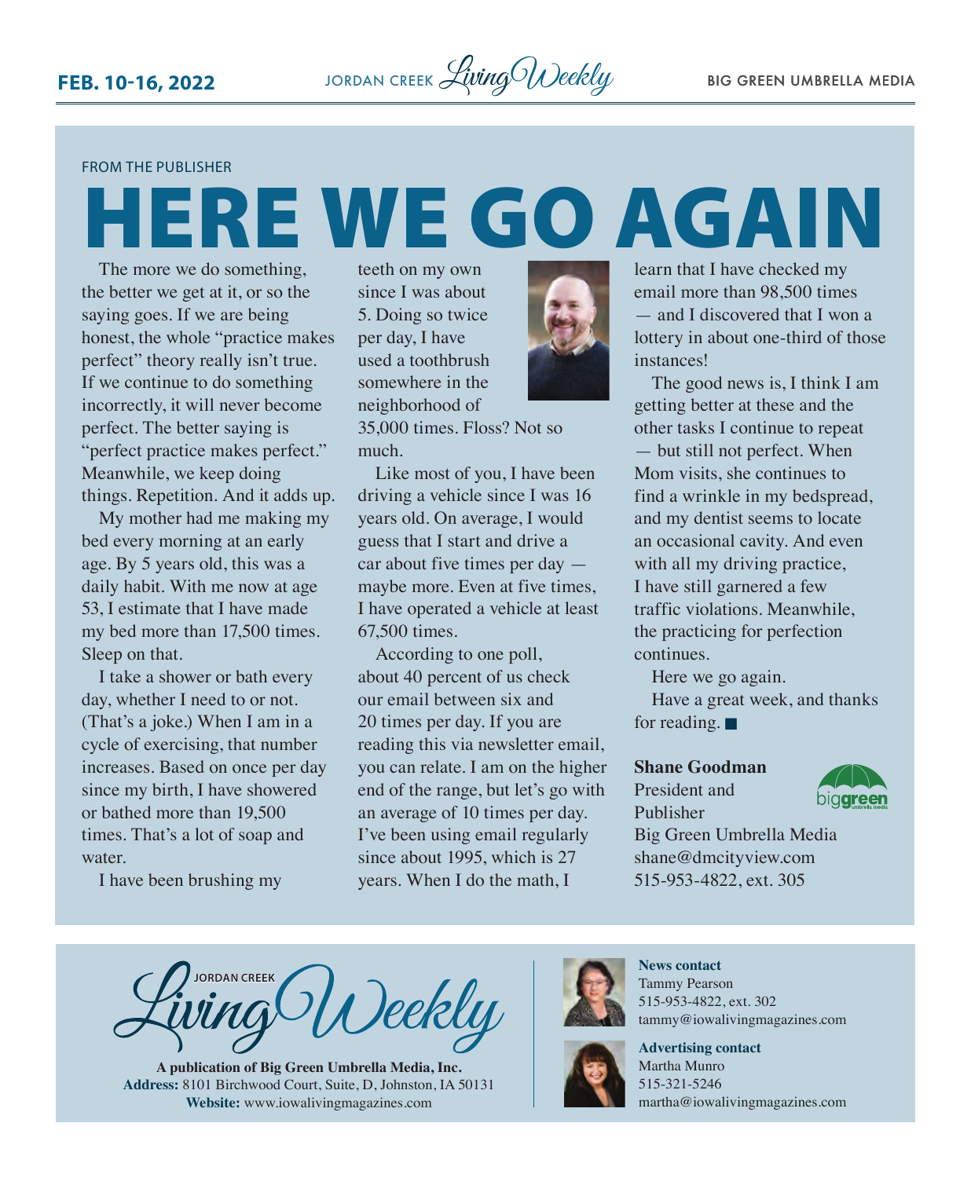FROM THE PUBLISHER

# HERE WE GO AGAIN

The more we do something, the better we get at it, or so the saying goes. If we are being honest, the whole "practice makes perfect" theory really isn't true. If we continue to do something incorrectly, it will never become perfect. The better saying is "perfect practice makes perfect." Meanwhile, we keep doing things. Repetition. And it adds up.

My mother had me making my bed every morning at an early age. By 5 years old, this was a daily habit. With me now at age 53, I estimate that I have made my bed more than 17,500 times. Sleep on that.

I take a shower or bath every day, whether I need to or not. (That's a joke.) When I am in a cycle of exercising, that number increases. Based on once per day since my birth, I have showered or bathed more than 19,500 times. That's a lot of soap and water.

I have been brushing my teeth on my own since I was about 5. Doing so twice per day, I have used a toothbrush somewhere in the neighborhood of 35,000 times. Floss? Not so much.

Like most of you, I have been driving a vehicle since I was 16 years old. On average, I would guess that I start and drive a car about five times per day — maybe more. Even at five times, I have operated a vehicle at least 67,500 times.

According to one poll, about 40 percent of us check our email between six and 20 times per day. If you are reading this via newsletter email, you can relate. I am on the higher end of the range, but let's go with an average of 10 times per day. I've been using email regularly since about 1995, which is 27 years. When I do the math, I learn that I have checked my email more than 98,500 times — and I discovered that I won a lottery in about one-third of those instances!

The good news is, I think I am getting better at these and the other tasks I continue to repeat — but still not perfect. When Mom visits, she continues to find a wrinkle in my bedspread, and my dentist seems to locate an occasional cavity. And even with all my driving practice, I have still garnered a few traffic violations. Meanwhile, the practicing for perfection continues.

Here we go again.

Have a great week, and thanks for reading. ■

**Shane Goodman**
President and Publisher
Big Green Umbrella Media
shane@dmcityview.com
515-953-4822, ext. 305

---

Jordan Creek Living Weekly

**A publication of Big Green Umbrella Media, Inc.**
**Address:** 8101 Birchwood Court, Suite, D, Johnston, IA 50131
**Website:** www.iowalivingmagazines.com

**News contact**
Tammy Pearson
515-953-4822, ext. 302
tammy@iowalivingmagazines.com

**Advertising contact**
Martha Munro
515-321-5246
martha@iowalivingmagazines.com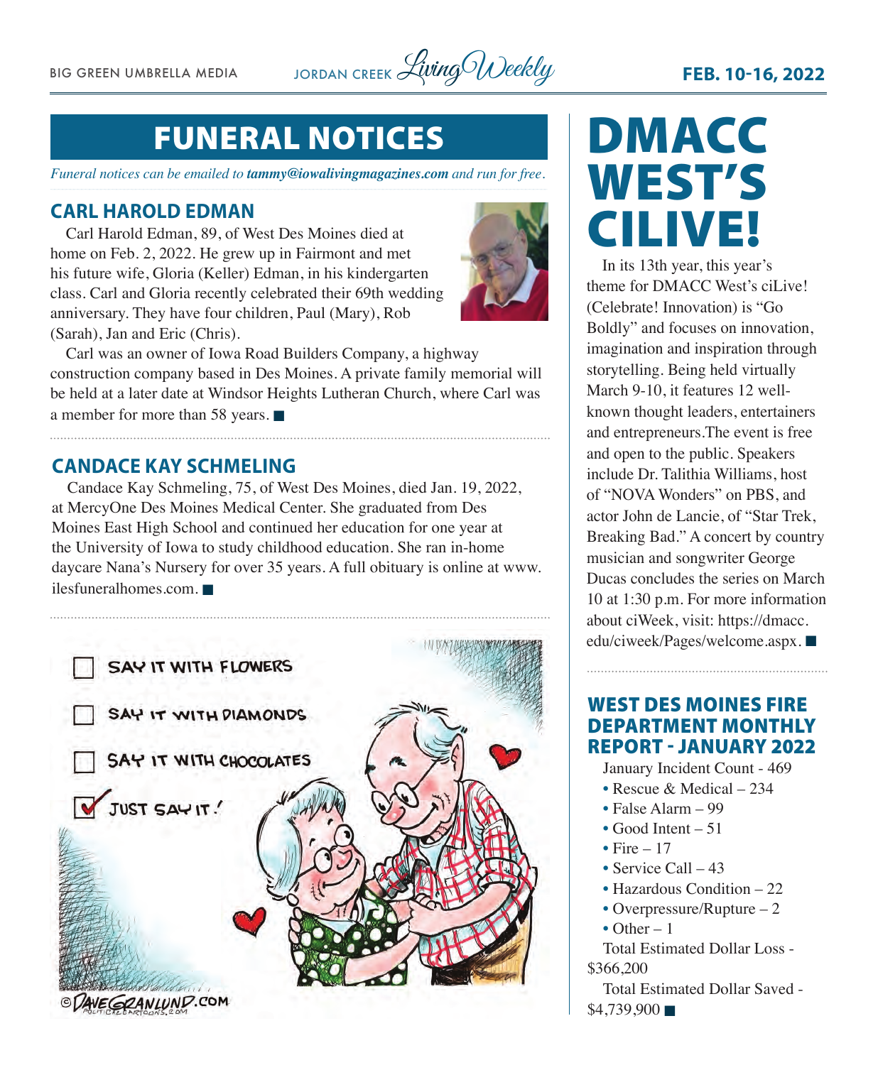# FUNERAL NOTICES

*Funeral notices can be emailed to **tammy@iowalivingmagazines.com** and run for free.*

## CARL HAROLD EDMAN

Carl Harold Edman, 89, of West Des Moines died at home on Feb. 2, 2022. He grew up in Fairmont and met his future wife, Gloria (Keller) Edman, in his kindergarten class. Carl and Gloria recently celebrated their 69th wedding anniversary. They have four children, Paul (Mary), Rob (Sarah), Jan and Eric (Chris).

Carl was an owner of Iowa Road Builders Company, a highway construction company based in Des Moines. A private family memorial will be held at a later date at Windsor Heights Lutheran Church, where Carl was a member for more than 58 years. ■

## CANDACE KAY SCHMELING

Candace Kay Schmeling, 75, of West Des Moines, died Jan. 19, 2022, at MercyOne Des Moines Medical Center. She graduated from Des Moines East High School and continued her education for one year at the University of Iowa to study childhood education. She ran in-home daycare Nana's Nursery for over 35 years. A full obituary is online at www.ilesfuneralhomes.com. ■

# DMACC WEST'S CILIVE!

In its 13th year, this year's theme for DMACC West's ciLive! (Celebrate! Innovation) is "Go Boldly" and focuses on innovation, imagination and inspiration through storytelling. Being held virtually March 9-10, it features 12 well-known thought leaders, entertainers and entrepreneurs.The event is free and open to the public. Speakers include Dr. Talithia Williams, host of "NOVA Wonders" on PBS, and actor John de Lancie, of "Star Trek, Breaking Bad." A concert by country musician and songwriter George Ducas concludes the series on March 10 at 1:30 p.m. For more information about ciWeek, visit: https://dmacc.edu/ciweek/Pages/welcome.aspx. ■

## WEST DES MOINES FIRE DEPARTMENT MONTHLY REPORT - JANUARY 2022

January Incident Count - 469

- Rescue & Medical – 234
- False Alarm – 99
- Good Intent – 51
- Fire – 17
- Service Call – 43
- Hazardous Condition – 22
- Overpressure/Rupture – 2
- Other – 1

Total Estimated Dollar Loss - $366,200

Total Estimated Dollar Saved - $4,739,900 ■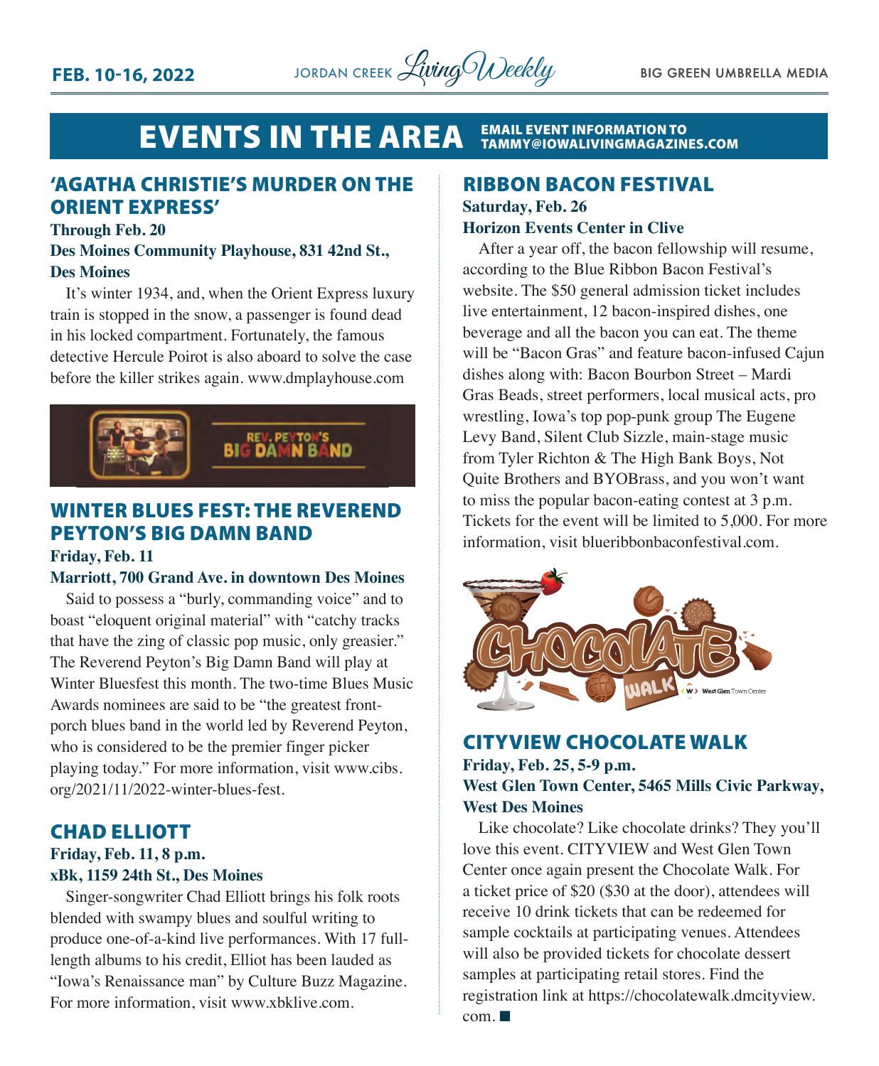# EVENTS IN THE AREA

EMAIL EVENT INFORMATION TO TAMMY@IOWALIVINGMAGAZINES.COM

## 'AGATHA CHRISTIE'S MURDER ON THE ORIENT EXPRESS'

**Through Feb. 20**
**Des Moines Community Playhouse, 831 42nd St., Des Moines**

It's winter 1934, and, when the Orient Express luxury train is stopped in the snow, a passenger is found dead in his locked compartment. Fortunately, the famous detective Hercule Poirot is also aboard to solve the case before the killer strikes again. www.dmplayhouse.com

## WINTER BLUES FEST: THE REVEREND PEYTON'S BIG DAMN BAND

**Friday, Feb. 11**
**Marriott, 700 Grand Ave. in downtown Des Moines**

Said to possess a "burly, commanding voice" and to boast "eloquent original material" with "catchy tracks that have the zing of classic pop music, only greasier." The Reverend Peyton's Big Damn Band will play at Winter Bluesfest this month. The two-time Blues Music Awards nominees are said to be "the greatest front-porch blues band in the world led by Reverend Peyton, who is considered to be the premier finger picker playing today." For more information, visit www.cibs.org/2021/11/2022-winter-blues-fest.

## CHAD ELLIOTT

**Friday, Feb. 11, 8 p.m.**
**xBk, 1159 24th St., Des Moines**

Singer-songwriter Chad Elliott brings his folk roots blended with swampy blues and soulful writing to produce one-of-a-kind live performances. With 17 full-length albums to his credit, Elliot has been lauded as "Iowa's Renaissance man" by Culture Buzz Magazine. For more information, visit www.xbklive.com.

## RIBBON BACON FESTIVAL

**Saturday, Feb. 26**
**Horizon Events Center in Clive**

After a year off, the bacon fellowship will resume, according to the Blue Ribbon Bacon Festival's website. The $50 general admission ticket includes live entertainment, 12 bacon-inspired dishes, one beverage and all the bacon you can eat. The theme will be "Bacon Gras" and feature bacon-infused Cajun dishes along with: Bacon Bourbon Street – Mardi Gras Beads, street performers, local musical acts, pro wrestling, Iowa's top pop-punk group The Eugene Levy Band, Silent Club Sizzle, main-stage music from Tyler Richton & The High Bank Boys, Not Quite Brothers and BYOBrass, and you won't want to miss the popular bacon-eating contest at 3 p.m. Tickets for the event will be limited to 5,000. For more information, visit blueribbonbaconfestival.com.

## CITYVIEW CHOCOLATE WALK

**Friday, Feb. 25, 5-9 p.m.**
**West Glen Town Center, 5465 Mills Civic Parkway, West Des Moines**

Like chocolate? Like chocolate drinks? They you'll love this event. CITYVIEW and West Glen Town Center once again present the Chocolate Walk. For a ticket price of $20 ($30 at the door), attendees will receive 10 drink tickets that can be redeemed for sample cocktails at participating venues. Attendees will also be provided tickets for chocolate dessert samples at participating retail stores. Find the registration link at https://chocolatewalk.dmcityview.com. ■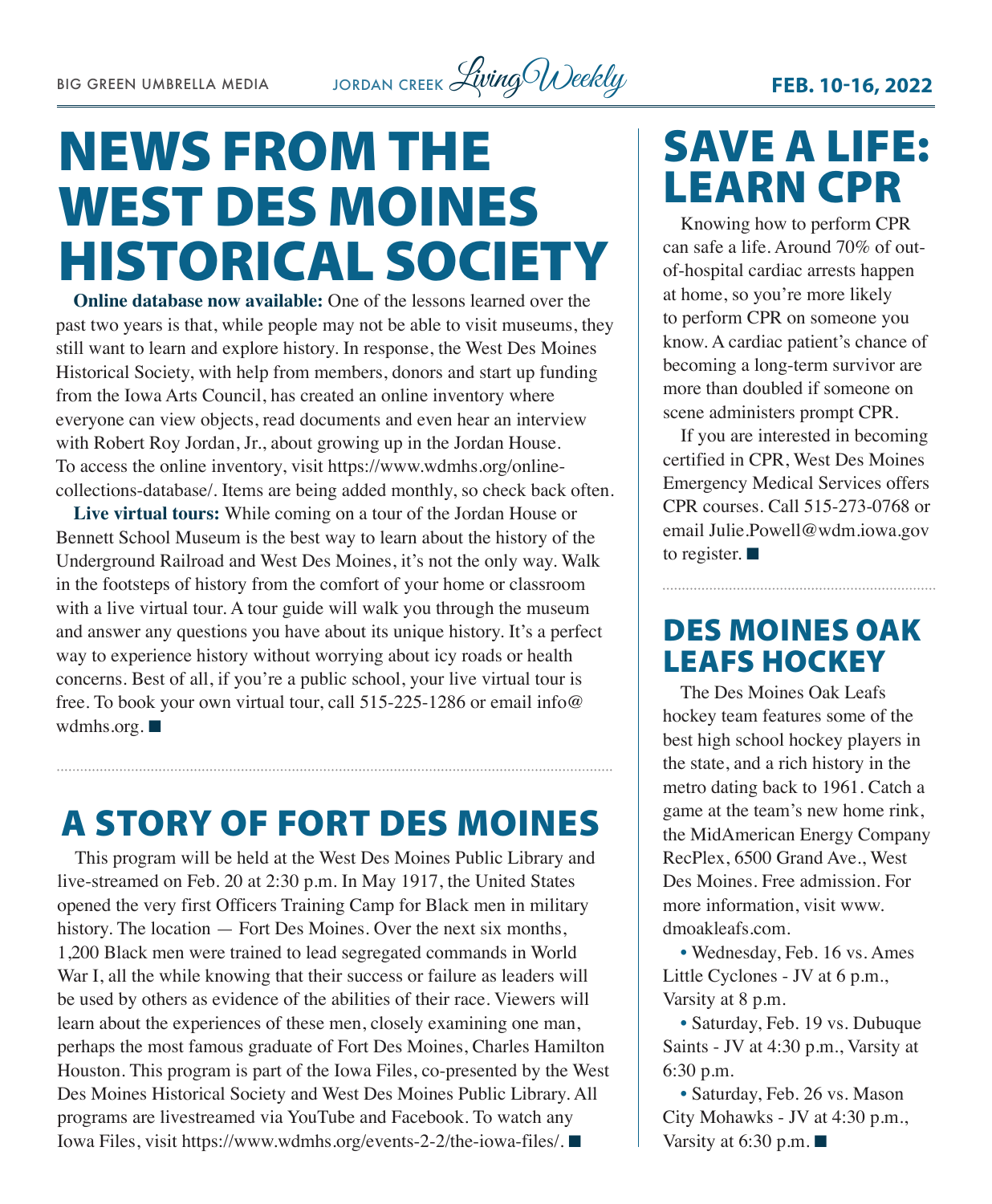# NEWS FROM THE WEST DES MOINES HISTORICAL SOCIETY

**Online database now available:** One of the lessons learned over the past two years is that, while people may not be able to visit museums, they still want to learn and explore history. In response, the West Des Moines Historical Society, with help from members, donors and start up funding from the Iowa Arts Council, has created an online inventory where everyone can view objects, read documents and even hear an interview with Robert Roy Jordan, Jr., about growing up in the Jordan House. To access the online inventory, visit https://www.wdmhs.org/online-collections-database/. Items are being added monthly, so check back often.

**Live virtual tours:** While coming on a tour of the Jordan House or Bennett School Museum is the best way to learn about the history of the Underground Railroad and West Des Moines, it's not the only way. Walk in the footsteps of history from the comfort of your home or classroom with a live virtual tour. A tour guide will walk you through the museum and answer any questions you have about its unique history. It's a perfect way to experience history without worrying about icy roads or health concerns. Best of all, if you're a public school, your live virtual tour is free. To book your own virtual tour, call 515-225-1286 or email info@wdmhs.org. ■

# A STORY OF FORT DES MOINES

This program will be held at the West Des Moines Public Library and live-streamed on Feb. 20 at 2:30 p.m. In May 1917, the United States opened the very first Officers Training Camp for Black men in military history. The location — Fort Des Moines. Over the next six months, 1,200 Black men were trained to lead segregated commands in World War I, all the while knowing that their success or failure as leaders will be used by others as evidence of the abilities of their race. Viewers will learn about the experiences of these men, closely examining one man, perhaps the most famous graduate of Fort Des Moines, Charles Hamilton Houston. This program is part of the Iowa Files, co-presented by the West Des Moines Historical Society and West Des Moines Public Library. All programs are livestreamed via YouTube and Facebook. To watch any Iowa Files, visit https://www.wdmhs.org/events-2-2/the-iowa-files/. ■

# SAVE A LIFE: LEARN CPR

Knowing how to perform CPR can safe a life. Around 70% of out-of-hospital cardiac arrests happen at home, so you're more likely to perform CPR on someone you know. A cardiac patient's chance of becoming a long-term survivor are more than doubled if someone on scene administers prompt CPR.

If you are interested in becoming certified in CPR, West Des Moines Emergency Medical Services offers CPR courses. Call 515-273-0768 or email Julie.Powell@wdm.iowa.gov to register. ■

# DES MOINES OAK LEAFS HOCKEY

The Des Moines Oak Leafs hockey team features some of the best high school hockey players in the state, and a rich history in the metro dating back to 1961. Catch a game at the team's new home rink, the MidAmerican Energy Company RecPlex, 6500 Grand Ave., West Des Moines. Free admission. For more information, visit www.dmoakleafs.com.

- Wednesday, Feb. 16 vs. Ames Little Cyclones - JV at 6 p.m., Varsity at 8 p.m.
- Saturday, Feb. 19 vs. Dubuque Saints - JV at 4:30 p.m., Varsity at 6:30 p.m.
- Saturday, Feb. 26 vs. Mason City Mohawks - JV at 4:30 p.m., Varsity at 6:30 p.m. ■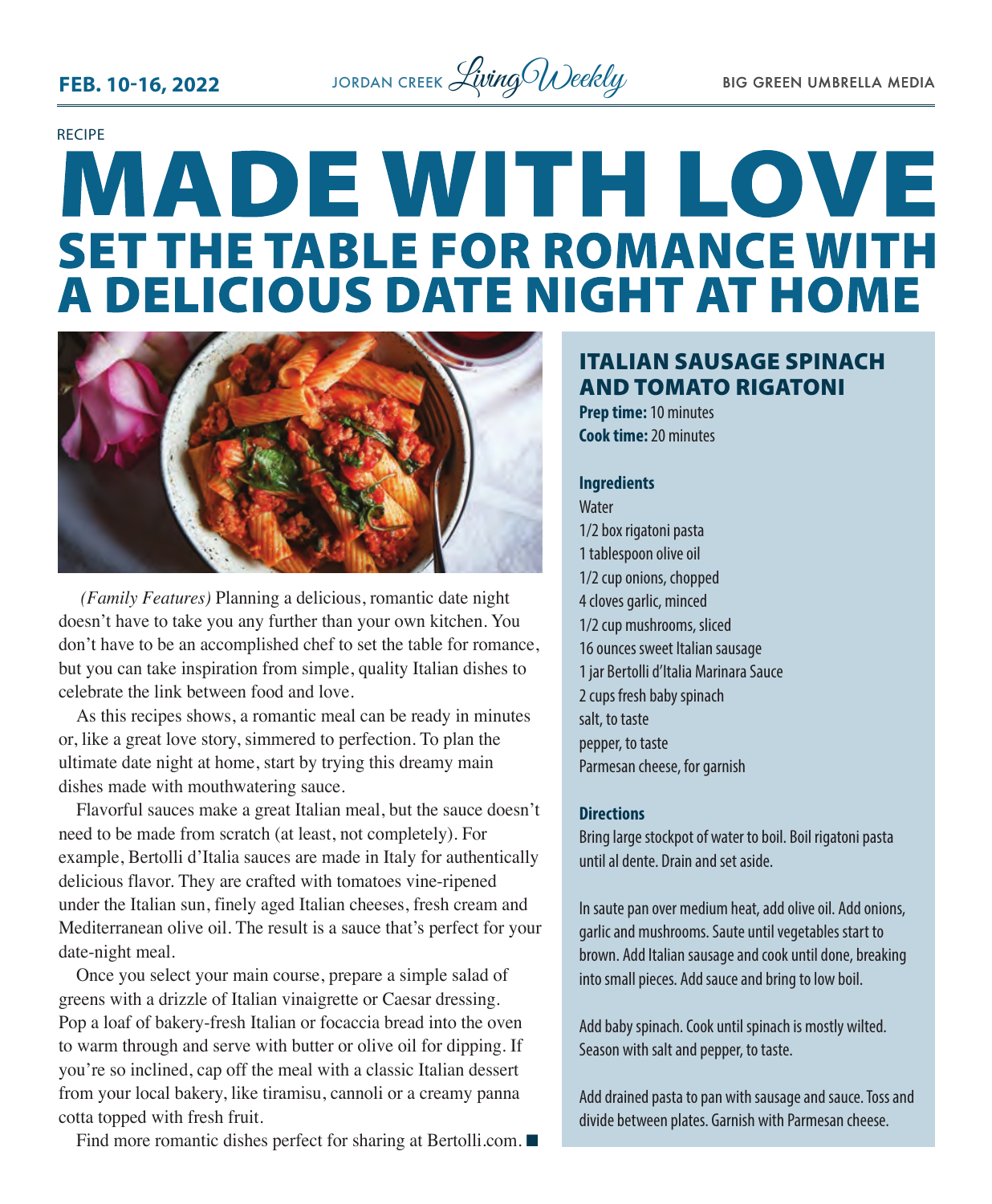RECIPE

# MADE WITH LOVE

## SET THE TABLE FOR ROMANCE WITH A DELICIOUS DATE NIGHT AT HOME

*(Family Features)* Planning a delicious, romantic date night doesn't have to take you any further than your own kitchen. You don't have to be an accomplished chef to set the table for romance, but you can take inspiration from simple, quality Italian dishes to celebrate the link between food and love.

As this recipes shows, a romantic meal can be ready in minutes or, like a great love story, simmered to perfection. To plan the ultimate date night at home, start by trying this dreamy main dishes made with mouthwatering sauce.

Flavorful sauces make a great Italian meal, but the sauce doesn't need to be made from scratch (at least, not completely). For example, Bertolli d'Italia sauces are made in Italy for authentically delicious flavor. They are crafted with tomatoes vine-ripened under the Italian sun, finely aged Italian cheeses, fresh cream and Mediterranean olive oil. The result is a sauce that's perfect for your date-night meal.

Once you select your main course, prepare a simple salad of greens with a drizzle of Italian vinaigrette or Caesar dressing. Pop a loaf of bakery-fresh Italian or focaccia bread into the oven to warm through and serve with butter or olive oil for dipping. If you're so inclined, cap off the meal with a classic Italian dessert from your local bakery, like tiramisu, cannoli or a creamy panna cotta topped with fresh fruit.

Find more romantic dishes perfect for sharing at Bertolli.com. ■

### ITALIAN SAUSAGE SPINACH AND TOMATO RIGATONI

**Prep time:** 10 minutes
**Cook time:** 20 minutes

**Ingredients**

Water
1/2 box rigatoni pasta
1 tablespoon olive oil
1/2 cup onions, chopped
4 cloves garlic, minced
1/2 cup mushrooms, sliced
16 ounces sweet Italian sausage
1 jar Bertolli d'Italia Marinara Sauce
2 cups fresh baby spinach
salt, to taste
pepper, to taste
Parmesan cheese, for garnish

**Directions**

Bring large stockpot of water to boil. Boil rigatoni pasta until al dente. Drain and set aside.

In saute pan over medium heat, add olive oil. Add onions, garlic and mushrooms. Saute until vegetables start to brown. Add Italian sausage and cook until done, breaking into small pieces. Add sauce and bring to low boil.

Add baby spinach. Cook until spinach is mostly wilted. Season with salt and pepper, to taste.

Add drained pasta to pan with sausage and sauce. Toss and divide between plates. Garnish with Parmesan cheese.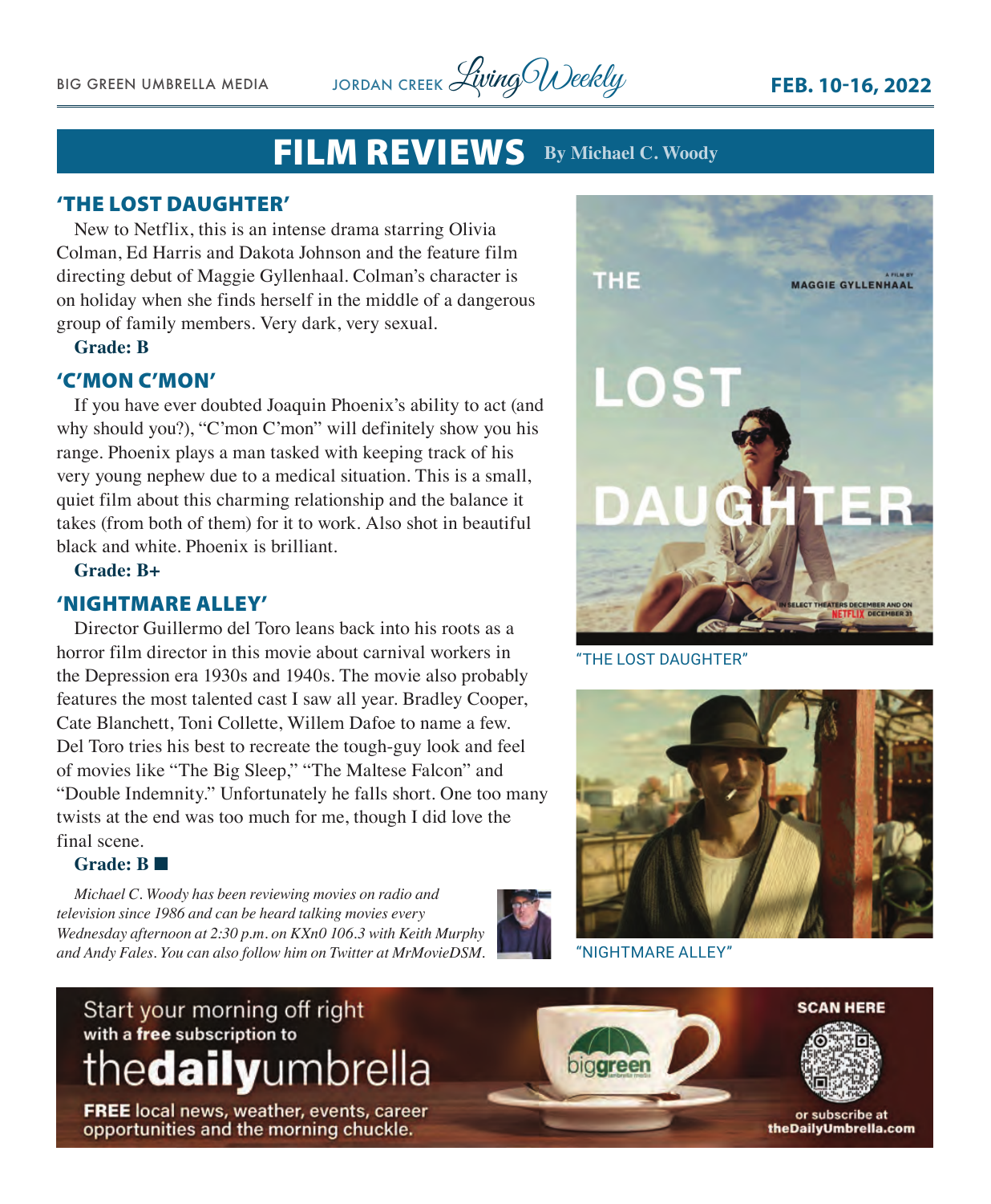# FILM REVIEWS

**By Michael C. Woody**

## 'THE LOST DAUGHTER'

New to Netflix, this is an intense drama starring Olivia Colman, Ed Harris and Dakota Johnson and the feature film directing debut of Maggie Gyllenhaal. Colman's character is on holiday when she finds herself in the middle of a dangerous group of family members. Very dark, very sexual.

**Grade: B**

## 'C'MON C'MON'

If you have ever doubted Joaquin Phoenix's ability to act (and why should you?), "C'mon C'mon" will definitely show you his range. Phoenix plays a man tasked with keeping track of his very young nephew due to a medical situation. This is a small, quiet film about this charming relationship and the balance it takes (from both of them) for it to work. Also shot in beautiful black and white. Phoenix is brilliant.

**Grade: B+**

## 'NIGHTMARE ALLEY'

Director Guillermo del Toro leans back into his roots as a horror film director in this movie about carnival workers in the Depression era 1930s and 1940s. The movie also probably features the most talented cast I saw all year. Bradley Cooper, Cate Blanchett, Toni Collette, Willem Dafoe to name a few. Del Toro tries his best to recreate the tough-guy look and feel of movies like "The Big Sleep," "The Maltese Falcon" and "Double Indemnity." Unfortunately he falls short. One too many twists at the end was too much for me, though I did love the final scene.

**Grade: B** ■

*Michael C. Woody has been reviewing movies on radio and television since 1986 and can be heard talking movies every Wednesday afternoon at 2:30 p.m. on KXn0 106.3 with Keith Murphy and Andy Fales. You can also follow him on Twitter at MrMovieDSM.*

"THE LOST DAUGHTER"

"NIGHTMARE ALLEY"

Start your morning off right with a **free** subscription to the**daily**umbrella

**FREE** local news, weather, events, career opportunities and the morning chuckle.

**SCAN HERE**

or subscribe at **theDailyUmbrella.com**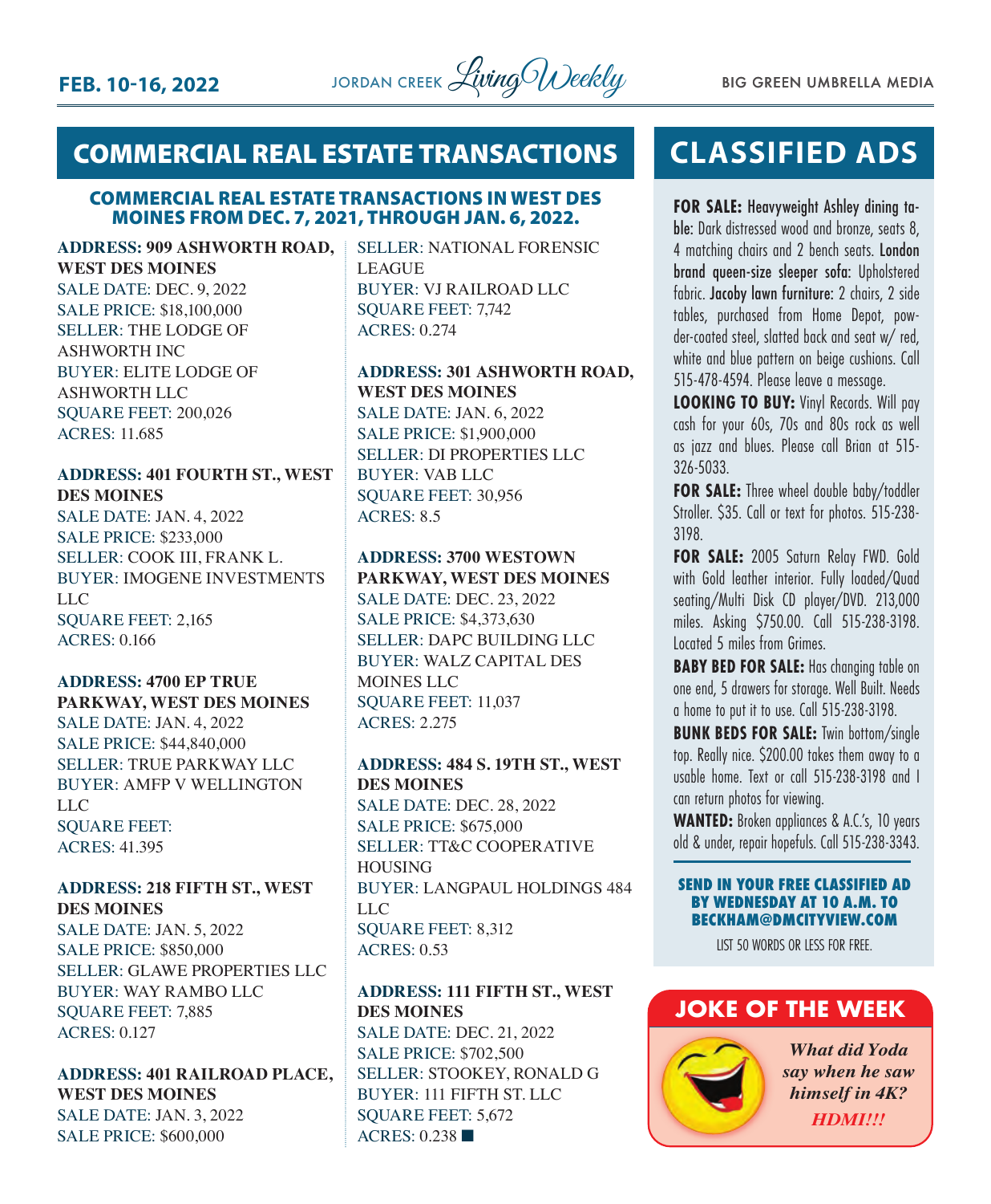# COMMERCIAL REAL ESTATE TRANSACTIONS

## COMMERCIAL REAL ESTATE TRANSACTIONS IN WEST DES MOINES FROM DEC. 7, 2021, THROUGH JAN. 6, 2022.

**ADDRESS: 909 ASHWORTH ROAD, WEST DES MOINES**
SALE DATE: DEC. 9, 2022
SALE PRICE: $18,100,000
SELLER: THE LODGE OF ASHWORTH INC
BUYER: ELITE LODGE OF ASHWORTH LLC
SQUARE FEET: 200,026
ACRES: 11.685

**ADDRESS: 401 FOURTH ST., WEST DES MOINES**
SALE DATE: JAN. 4, 2022
SALE PRICE: $233,000
SELLER: COOK III, FRANK L.
BUYER: IMOGENE INVESTMENTS LLC
SQUARE FEET: 2,165
ACRES: 0.166

**ADDRESS: 4700 EP TRUE PARKWAY, WEST DES MOINES**
SALE DATE: JAN. 4, 2022
SALE PRICE: $44,840,000
SELLER: TRUE PARKWAY LLC
BUYER: AMFP V WELLINGTON LLC
SQUARE FEET:
ACRES: 41.395

**ADDRESS: 218 FIFTH ST., WEST DES MOINES**
SALE DATE: JAN. 5, 2022
SALE PRICE: $850,000
SELLER: GLAWE PROPERTIES LLC
BUYER: WAY RAMBO LLC
SQUARE FEET: 7,885
ACRES: 0.127

**ADDRESS: 401 RAILROAD PLACE, WEST DES MOINES**
SALE DATE: JAN. 3, 2022
SALE PRICE: $600,000
SELLER: NATIONAL FORENSIC LEAGUE
BUYER: VJ RAILROAD LLC
SQUARE FEET: 7,742
ACRES: 0.274

**ADDRESS: 301 ASHWORTH ROAD, WEST DES MOINES**
SALE DATE: JAN. 6, 2022
SALE PRICE: $1,900,000
SELLER: DI PROPERTIES LLC
BUYER: VAB LLC
SQUARE FEET: 30,956
ACRES: 8.5

**ADDRESS: 3700 WESTOWN PARKWAY, WEST DES MOINES**
SALE DATE: DEC. 23, 2022
SALE PRICE: $4,373,630
SELLER: DAPC BUILDING LLC
BUYER: WALZ CAPITAL DES MOINES LLC
SQUARE FEET: 11,037
ACRES: 2.275

**ADDRESS: 484 S. 19TH ST., WEST DES MOINES**
SALE DATE: DEC. 28, 2022
SALE PRICE: $675,000
SELLER: TT&C COOPERATIVE HOUSING
BUYER: LANGPAUL HOLDINGS 484 LLC
SQUARE FEET: 8,312
ACRES: 0.53

**ADDRESS: 111 FIFTH ST., WEST DES MOINES**
SALE DATE: DEC. 21, 2022
SALE PRICE: $702,500
SELLER: STOOKEY, RONALD G
BUYER: 111 FIFTH ST. LLC
SQUARE FEET: 5,672
ACRES: 0.238 ■

# CLASSIFIED ADS

**FOR SALE:** Heavyweight Ashley dining table: Dark distressed wood and bronze, seats 8, 4 matching chairs and 2 bench seats. London brand queen-size sleeper sofa: Upholstered fabric. Jacoby lawn furniture: 2 chairs, 2 side tables, purchased from Home Depot, powder-coated steel, slatted back and seat w/ red, white and blue pattern on beige cushions. Call 515-478-4594. Please leave a message.

**LOOKING TO BUY:** Vinyl Records. Will pay cash for your 60s, 70s and 80s rock as well as jazz and blues. Please call Brian at 515-326-5033.

**FOR SALE:** Three wheel double baby/toddler Stroller. $35. Call or text for photos. 515-238-3198.

**FOR SALE:** 2005 Saturn Relay FWD. Gold with Gold leather interior. Fully loaded/Quad seating/Multi Disk CD player/DVD. 213,000 miles. Asking $750.00. Call 515-238-3198. Located 5 miles from Grimes.

**BABY BED FOR SALE:** Has changing table on one end, 5 drawers for storage. Well Built. Needs a home to put it to use. Call 515-238-3198.

**BUNK BEDS FOR SALE:** Twin bottom/single top. Really nice. $200.00 takes them away to a usable home. Text or call 515-238-3198 and I can return photos for viewing.

**WANTED:** Broken appliances & A.C.'s, 10 years old & under, repair hopefuls. Call 515-238-3343.

**SEND IN YOUR FREE CLASSIFIED AD BY WEDNESDAY AT 10 A.M. TO BECKHAM@DMCITYVIEW.COM**

LIST 50 WORDS OR LESS FOR FREE.

## JOKE OF THE WEEK

*What did Yoda say when he saw himself in 4K?*

*HDMI!!!*